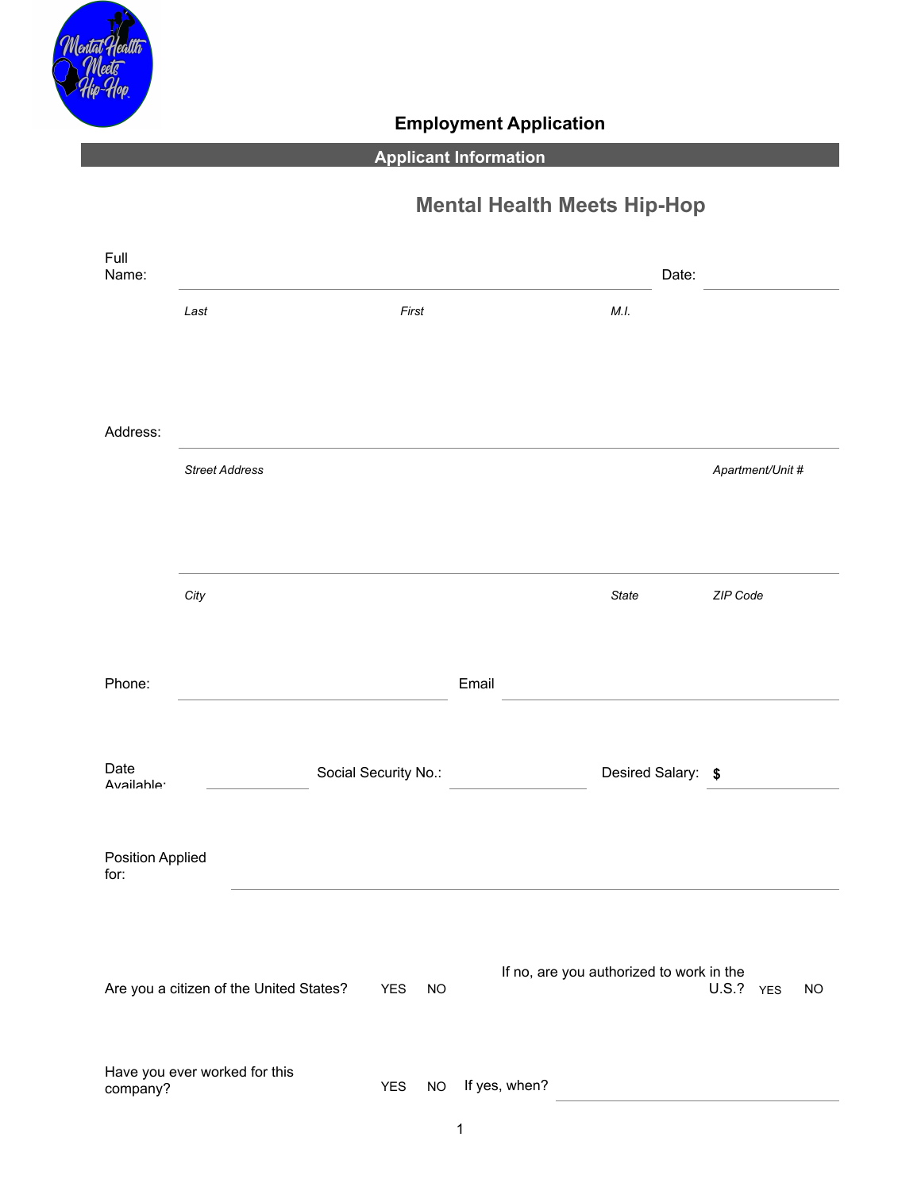# Employment Application

## Applicant Information

### Mental Health Meets Hip-Hop

Full Name: ______________________________ Date: ______________

*Last* *First* *M.I.*

Address: ____________________________________________

*Street Address* *Apartment/Unit #*

____________________________________________

*City* *State* *ZIP Code*

Phone: ______________________ Email ______________________

Date Available: ____________ Social Security No.: ____________ Desired Salary: **$** ____________

Position Applied for: ____________________________________________

Are you a citizen of the United States? YES NO If no, are you authorized to work in the U.S.? YES NO

Have you ever worked for this company? YES NO If yes, when? ______________________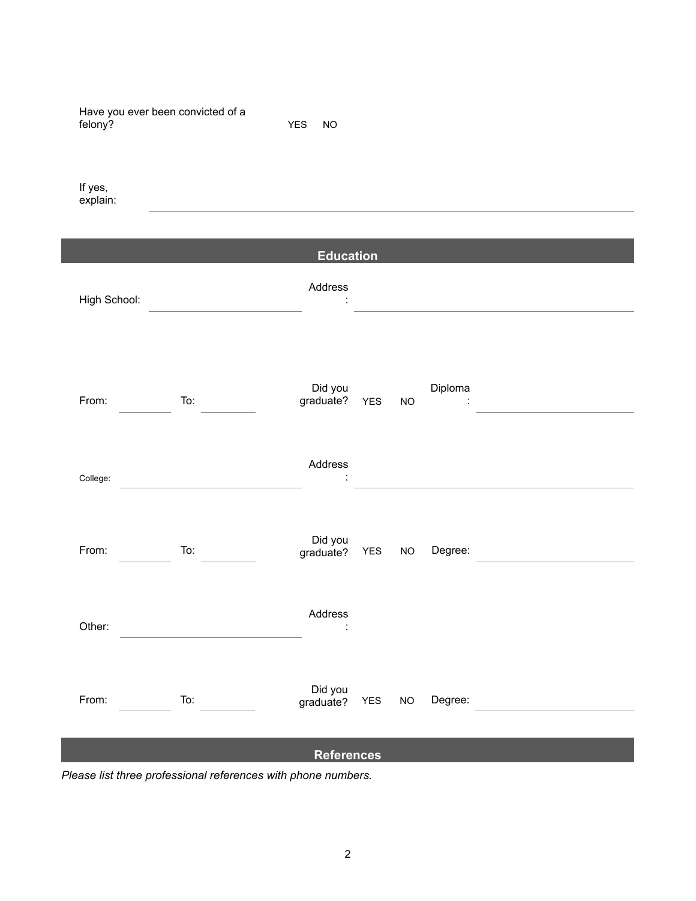Have you ever been convicted of a felony? YES NO

If yes, explain: ______________________________

## Education

| | | | | | |
|---|---|---|---|---|---|
| High School: | | Address: | | | |
| From: | To: | Did you graduate? | YES NO | Diploma: | |
| College: | | Address: | | | |
| From: | To: | Did you graduate? | YES NO | Degree: | |
| Other: | | Address: | | | |
| From: | To: | Did you graduate? | YES NO | Degree: | |

## References

*Please list three professional references with phone numbers.*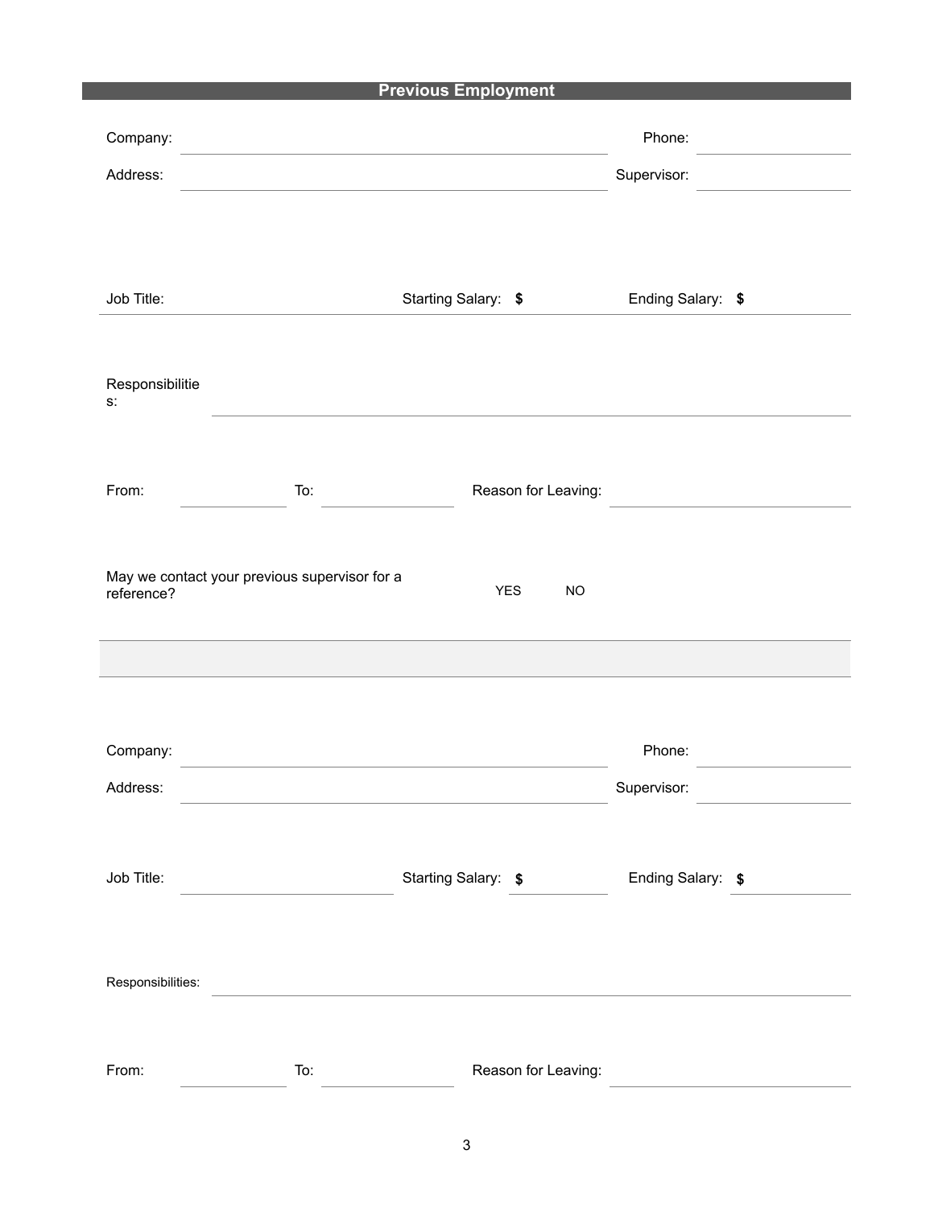## Previous Employment

Company: ______________________________ Phone: ______________

Address: ______________________________ Supervisor: ______________

Job Title: ______________ Starting Salary: $ ______________ Ending Salary: $ ______________

Responsibilities: ______________________________________________

From: ______________ To: ______________ Reason for Leaving: ______________

May we contact your previous supervisor for a reference? YES NO

---

Company: ______________________________ Phone: ______________

Address: ______________________________ Supervisor: ______________

Job Title: ______________ Starting Salary: $ ______________ Ending Salary: $ ______________

Responsibilities: ______________________________________________

From: ______________ To: ______________ Reason for Leaving: ______________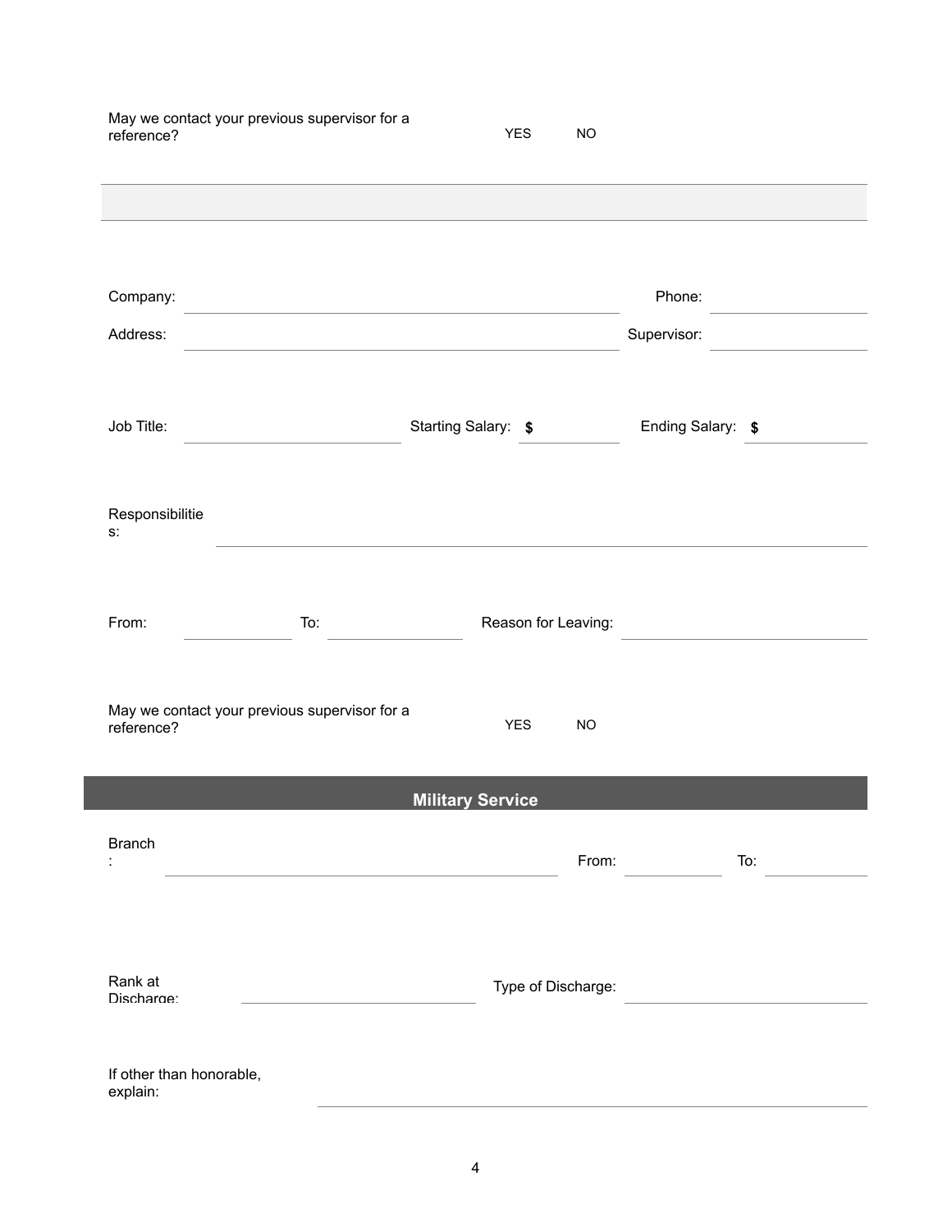May we contact your previous supervisor for a reference? YES NO

---

Company: ______________________ Phone: ______________

Address: ______________________ Supervisor: ______________

Job Title: ______________ Starting Salary: $ ______________ Ending Salary: $ ______________

Responsibilities: ______________________________________________

From: ______________ To: ______________ Reason for Leaving: ______________

May we contact your previous supervisor for a reference? YES NO

## Military Service

Branch: ______________________ From: ______________ To: ______________

Rank at Discharge: ______________ Type of Discharge: ______________

If other than honorable, explain: ______________________________________________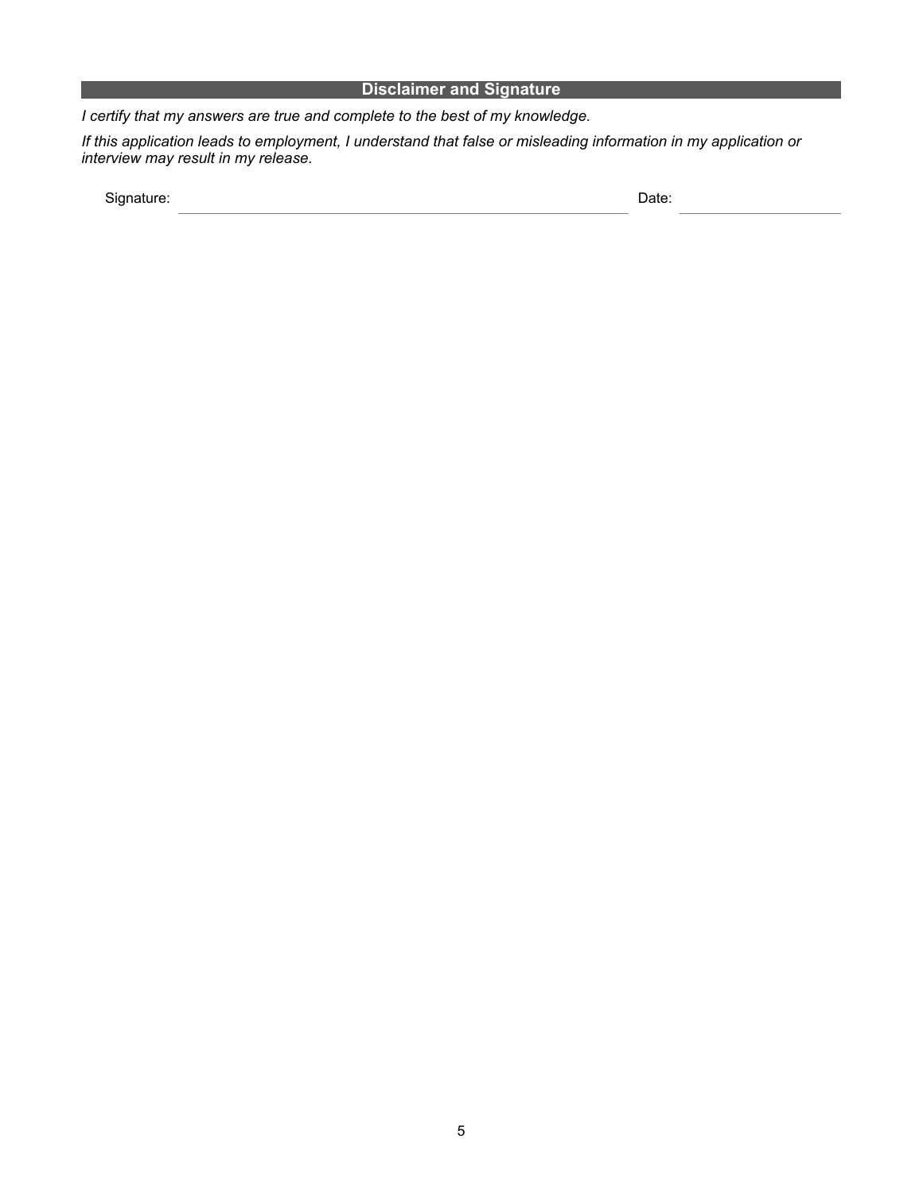## Disclaimer and Signature

*I certify that my answers are true and complete to the best of my knowledge.*

*If this application leads to employment, I understand that false or misleading information in my application or interview may result in my release.*

Signature: ______________________________ Date: ______________